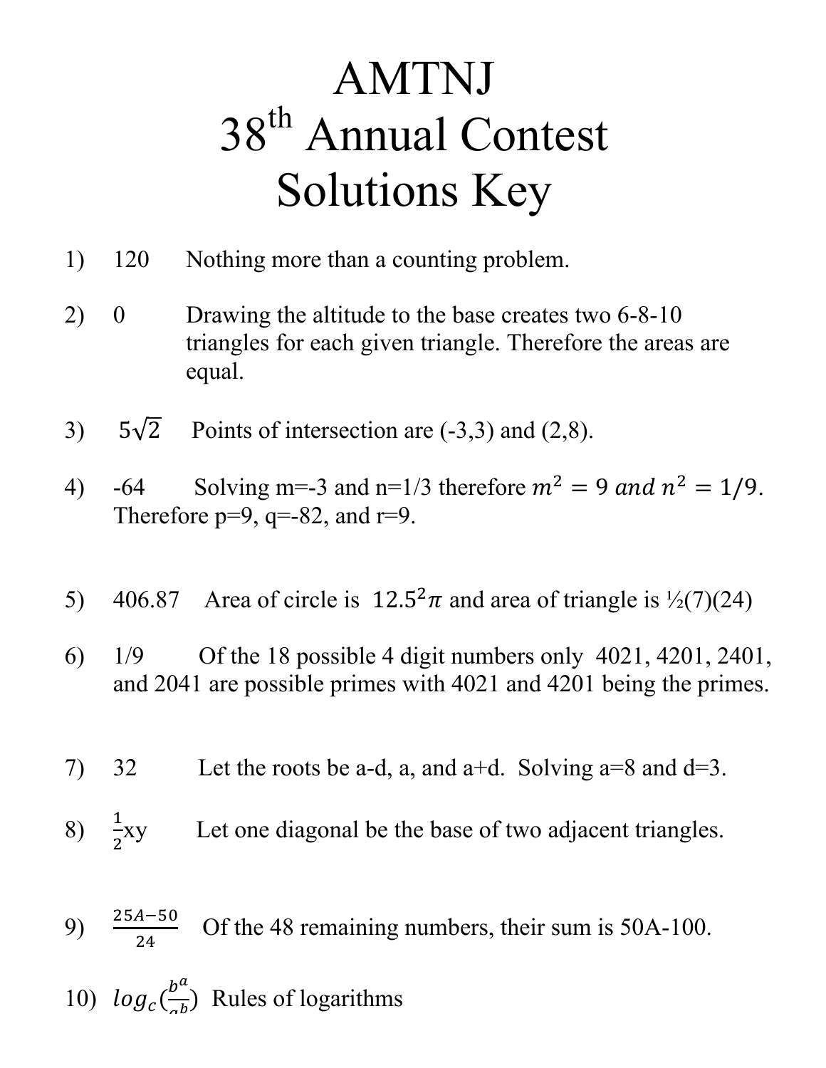# AMTNJ
# 38th Annual Contest
# Solutions Key

1) 120 Nothing more than a counting problem.

2) 0 Drawing the altitude to the base creates two 6-8-10 triangles for each given triangle. Therefore the areas are equal.

3) $5\sqrt{2}$ Points of intersection are (-3,3) and (2,8).

4) -64 Solving m=-3 and n=1/3 therefore $m^2 = 9$ and $n^2 = 1/9$. Therefore p=9, q=-82, and r=9.

5) 406.87 Area of circle is $12.5^2\pi$ and area of triangle is ½(7)(24)

6) 1/9 Of the 18 possible 4 digit numbers only 4021, 4201, 2401, and 2041 are possible primes with 4021 and 4201 being the primes.

7) 32 Let the roots be a-d, a, and a+d. Solving a=8 and d=3.

8) $\frac{1}{2}$xy Let one diagonal be the base of two adjacent triangles.

9) $\frac{25A-50}{24}$ Of the 48 remaining numbers, their sum is 50A-100.

10) $log_c(\frac{b^a}{a^b})$ Rules of logarithms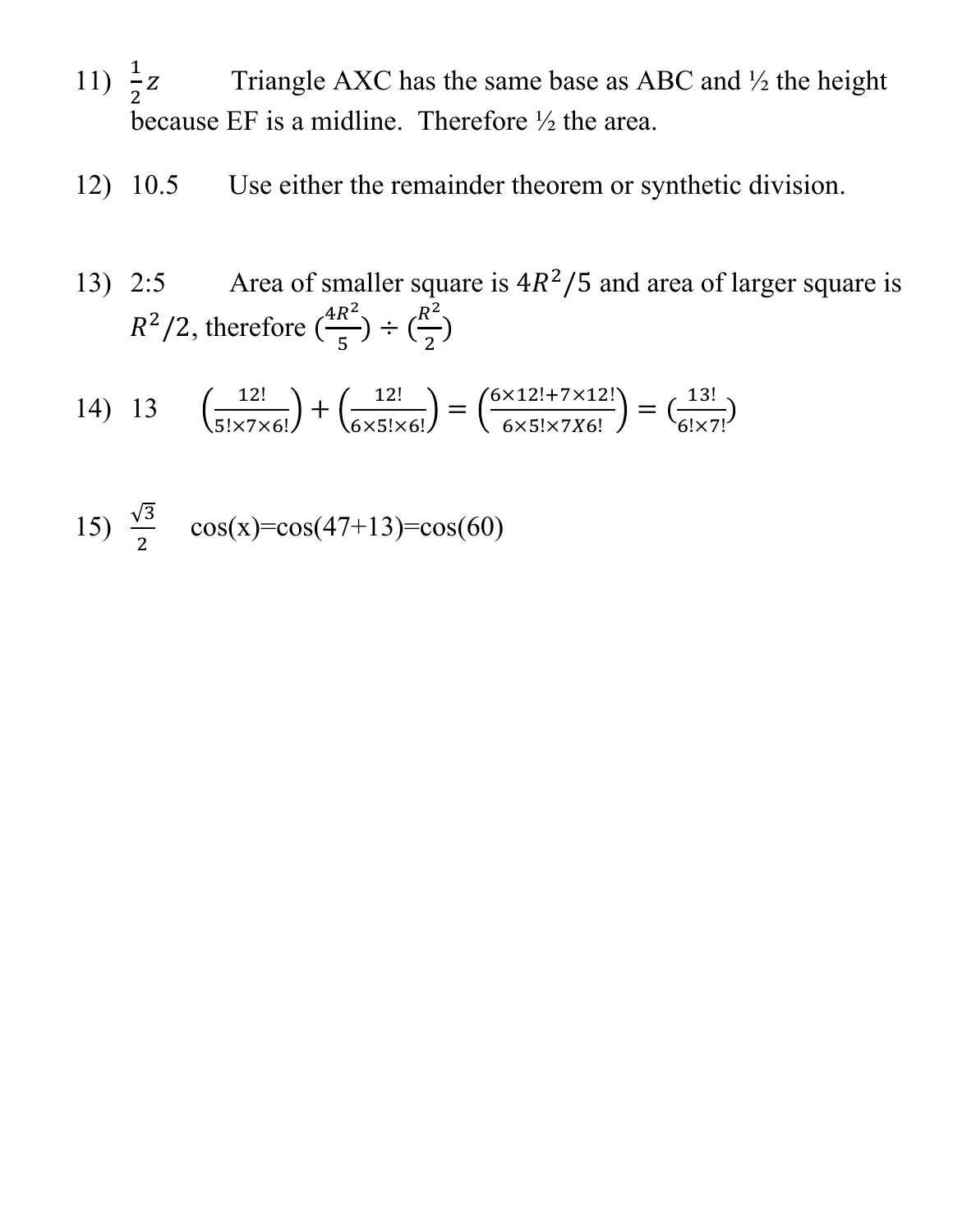11) $\frac{1}{2}z$ Triangle AXC has the same base as ABC and ½ the height because EF is a midline. Therefore ½ the area.

12) 10.5 Use either the remainder theorem or synthetic division.

13) 2:5 Area of smaller square is $4R^2/5$ and area of larger square is $R^2/2$, therefore $(\frac{4R^2}{5}) \div (\frac{R^2}{2})$

14) 13 $\left(\frac{12!}{5!\times 7\times 6!}\right) + \left(\frac{12!}{6\times 5!\times 6!}\right) = \left(\frac{6\times 12! + 7\times 12!}{6\times 5!\times 7X6!}\right) = \left(\frac{13!}{6!\times 7!}\right)$

15) $\frac{\sqrt{3}}{2}$ cos(x)=cos(47+13)=cos(60)